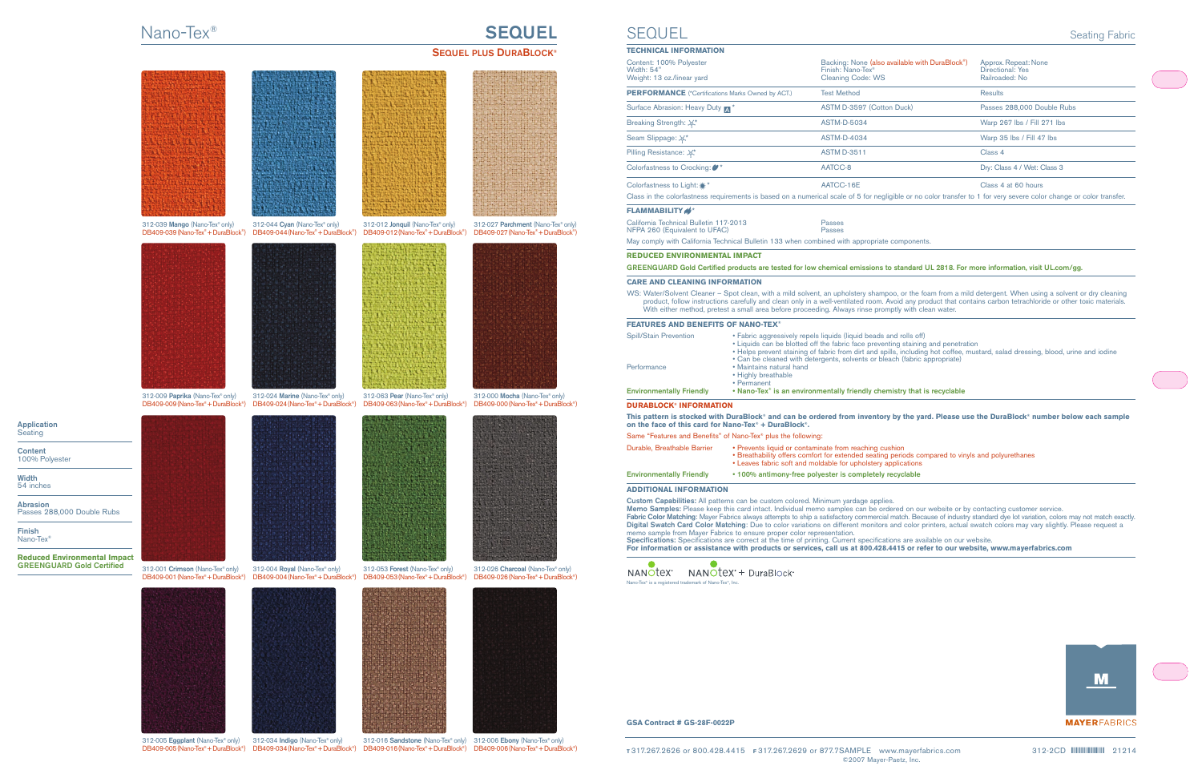# Nano-Tex®

# SEQUEL

## SEQUEL PLUS DURABLOCK®

312-039 **Mango** (Nano-Tex® only)
DB409-039 (Nano-Tex® + DuraBlock®)

312-044 **Cyan** (Nano-Tex® only)
DB409-044 (Nano-Tex® + DuraBlock®)

312-012 **Jonquil** (Nano-Tex® only)
DB409-012 (Nano-Tex® + DuraBlock®)

312-027 **Parchment** (Nano-Tex® only)
DB409-027 (Nano-Tex® + DuraBlock®)

312-009 **Paprika** (Nano-Tex® only)
DB409-009 (Nano-Tex® + DuraBlock®)

312-024 **Marine** (Nano-Tex® only)
DB409-024 (Nano-Tex® + DuraBlock®)

312-063 **Pear** (Nano-Tex® only)
DB409-063 (Nano-Tex® + DuraBlock®)

312-000 **Mocha** (Nano-Tex® only)
DB409-000 (Nano-Tex® + DuraBlock®)

312-001 **Crimson** (Nano-Tex® only)
DB409-001 (Nano-Tex® + DuraBlock®)

312-004 **Royal** (Nano-Tex® only)
DB409-004 (Nano-Tex® + DuraBlock®)

312-053 **Forest** (Nano-Tex® only)
DB409-053 (Nano-Tex® + DuraBlock®)

312-026 **Charcoal** (Nano-Tex® only)
DB409-026 (Nano-Tex® + DuraBlock®)

312-005 **Eggplant** (Nano-Tex® only)
DB409-005 (Nano-Tex® + DuraBlock®)

312-034 **Indigo** (Nano-Tex® only)
DB409-034 (Nano-Tex® + DuraBlock®)

312-016 **Sandstone** (Nano-Tex® only)
DB409-016 (Nano-Tex® + DuraBlock®)

312-006 **Ebony** (Nano-Tex® only)
DB409-006 (Nano-Tex® + DuraBlock®)

**Application**
Seating

**Content**
100% Polyester

**Width**
54 inches

**Abrasion**
Passes 288,000 Double Rubs

**Finish**
Nano-Tex®

**Reduced Environmental Impact**
**GREENGUARD Gold Certified**

# SEQUEL

Seating Fabric

## TECHNICAL INFORMATION

| | | |
|---|---|---|
| Content: 100% Polyester<br>Width: 54"<br>Weight: 13 oz./linear yard | Backing: None (also available with DuraBlock®)<br>Finish: Nano-Tex®<br>Cleaning Code: WS | Approx. Repeat: None<br>Directional: Yes<br>Railroaded: No |

| **PERFORMANCE** (*Certifications Marks Owned by ACT.) | Test Method | Results |
|---|---|---|
| Surface Abrasion: Heavy Duty * | ASTM D-3597 (Cotton Duck) | Passes 288,000 Double Rubs |
| Breaking Strength: * | ASTM-D-5034 | Warp 267 lbs / Fill 271 lbs |
| Seam Slippage: * | ASTM-D-4034 | Warp 35 lbs / Fill 47 lbs |
| Pilling Resistance: * | ASTM D-3511 | Class 4 |
| Colorfastness to Crocking: * | AATCC-8 | Dry: Class 4 / Wet: Class 3 |
| Colorfastness to Light: * | AATCC-16E | Class 4 at 60 hours |

Class in the colorfastness requirements is based on a numerical scale of 5 for negligible or no color transfer to 1 for very severe color change or color transfer.

## FLAMMABILITY *

| | |
|---|---|
| California Technical Bulletin 117-2013 | Passes |
| NFPA 260 (Equivalent to UFAC) | Passes |

May comply with California Technical Bulletin 133 when combined with appropriate components.

## REDUCED ENVIRONMENTAL IMPACT

**GREENGUARD Gold Certified products are tested for low chemical emissions to standard UL 2818. For more information, visit UL.com/gg.**

## CARE AND CLEANING INFORMATION

WS: Water/Solvent Cleaner – Spot clean, with a mild solvent, an upholstery shampoo, or the foam from a mild detergent. When using a solvent or dry cleaning product, follow instructions carefully and clean only in a well-ventilated room. Avoid any product that contains carbon tetrachloride or other toxic materials. With either method, pretest a small area before proceeding. Always rinse promptly with clean water.

## FEATURES AND BENEFITS OF NANO-TEX®

Spill/Stain Prevention
- Fabric aggressively repels liquids (liquid beads and rolls off)
- Liquids can be blotted off the fabric face preventing staining and penetration
- Helps prevent staining of fabric from dirt and spills, including hot coffee, mustard, salad dressing, blood, urine and iodine
- Can be cleaned with detergents, solvents or bleach (fabric appropriate)

Performance
- Maintains natural hand
- Highly breathable
- Permanent

**Environmentally Friendly**
- **Nano-Tex® is an environmentally friendly chemistry that is recyclable**

## DURABLOCK® INFORMATION

**This pattern is stocked with DuraBlock® and can be ordered from inventory by the yard. Please use the DuraBlock® number below each sample on the face of this card for Nano-Tex® + DuraBlock®.**

Same "Features and Benefits" of Nano-Tex® plus the following:

Durable, Breathable Barrier
- Prevents liquid or contaminate from reaching cushion
- Breathability offers comfort for extended seating periods compared to vinyls and polyurethanes
- Leaves fabric soft and moldable for upholstery applications

**Environmentally Friendly**
- **100% antimony-free polyester is completely recyclable**

## ADDITIONAL INFORMATION

**Custom Capabilities:** All patterns can be custom colored. Minimum yardage applies.
**Memo Samples:** Please keep this card intact. Individual memo samples can be ordered on our website or by contacting customer service.
**Fabric Color Matching:** Mayer Fabrics always attempts to ship a satisfactory commercial match. Because of industry standard dye lot variation, colors may not match exactly.
**Digital Swatch Card Color Matching:** Due to color variations on different monitors and color printers, actual swatch colors may vary slightly. Please request a memo sample from Mayer Fabrics to ensure proper color representation.
**Specifications:** Specifications are correct at the time of printing. Current specifications are available on our website.
**For information or assistance with products or services, call us at 800.428.4415 or refer to our website, www.mayerfabrics.com**

NANOtex® NANOtex® + DuraBlock®
Nano-Tex® is a registered trademark of Nano-Tex®, Inc.

**GSA Contract # GS-28F-0022P**

MAYERFABRICS

T 317.267.2626 or 800.428.4415 F 317.267.2629 or 877.7SAMPLE www.mayerfabrics.com
©2007 Mayer-Paetz, Inc.

312-2CD 21214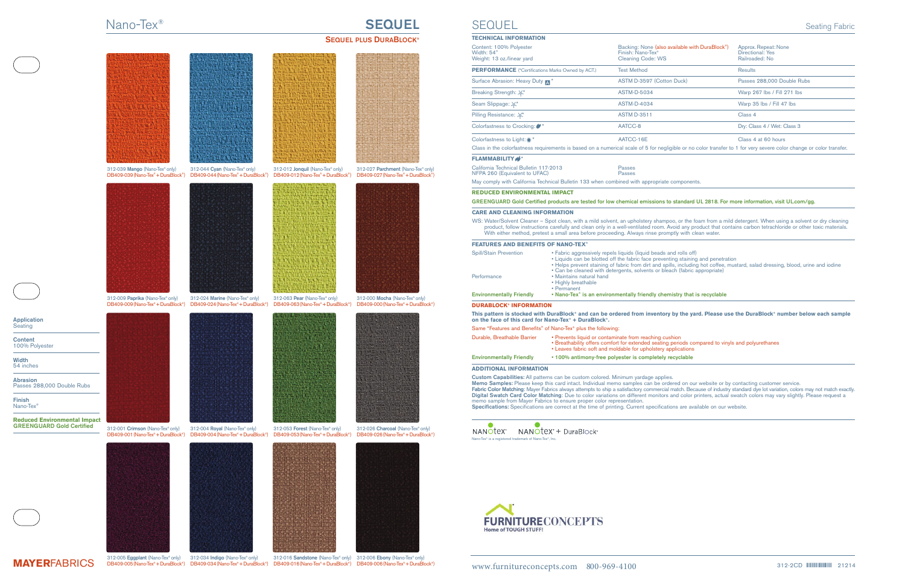# Nano-Tex®

# SEQUEL

## SEQUEL PLUS DURABLOCK®

312-039 **Mango** (Nano-Tex® only)
DB409-039 (Nano-Tex® + DuraBlock®)

312-044 **Cyan** (Nano-Tex® only)
DB409-044 (Nano-Tex® + DuraBlock®)

312-012 **Jonquil** (Nano-Tex® only)
DB409-012 (Nano-Tex® + DuraBlock®)

312-027 **Parchment** (Nano-Tex® only)
DB409-027 (Nano-Tex® + DuraBlock®)

312-009 **Paprika** (Nano-Tex® only)
DB409-009 (Nano-Tex® + DuraBlock®)

312-024 **Marine** (Nano-Tex® only)
DB409-024 (Nano-Tex® + DuraBlock®)

312-063 **Pear** (Nano-Tex® only)
DB409-063 (Nano-Tex® + DuraBlock®)

312-000 **Mocha** (Nano-Tex® only)
DB409-000 (Nano-Tex® + DuraBlock®)

312-001 **Crimson** (Nano-Tex® only)
DB409-001 (Nano-Tex® + DuraBlock®)

312-004 **Royal** (Nano-Tex® only)
DB409-004 (Nano-Tex® + DuraBlock®)

312-053 **Forest** (Nano-Tex® only)
DB409-053 (Nano-Tex® + DuraBlock®)

312-026 **Charcoal** (Nano-Tex® only)
DB409-026 (Nano-Tex® + DuraBlock®)

312-005 **Eggplant** (Nano-Tex® only)
DB409-005 (Nano-Tex® + DuraBlock®)

312-034 **Indigo** (Nano-Tex® only)
DB409-034 (Nano-Tex® + DuraBlock®)

312-016 **Sandstone** (Nano-Tex® only)
DB409-016 (Nano-Tex® + DuraBlock®)

312-006 **Ebony** (Nano-Tex® only)
DB409-006 (Nano-Tex® + DuraBlock®)

**Application**
Seating

**Content**
100% Polyester

**Width**
54 inches

**Abrasion**
Passes 288,000 Double Rubs

**Finish**
Nano-Tex®

**Reduced Environmental Impact**
**GREENGUARD Gold Certified**

MAYERFABRICS

# SEQUEL

Seating Fabric

## TECHNICAL INFORMATION

| | | |
|---|---|---|
| Content: 100% Polyester<br>Width: 54"<br>Weight: 13 oz./linear yard | Backing: None (also available with DuraBlock®)<br>Finish: Nano-Tex®<br>Cleaning Code: WS | Approx. Repeat: None<br>Directional: Yes<br>Railroaded: No |

| **PERFORMANCE** (*Certifications Marks Owned by ACT.) | Test Method | Results |
|---|---|---|
| Surface Abrasion: Heavy Duty * | ASTM D-3597 (Cotton Duck) | Passes 288,000 Double Rubs |
| Breaking Strength: * | ASTM-D-5034 | Warp 267 lbs / Fill 271 lbs |
| Seam Slippage: * | ASTM-D-4034 | Warp 35 lbs / Fill 47 lbs |
| Pilling Resistance: * | ASTM D-3511 | Class 4 |
| Colorfastness to Crocking: * | AATCC-8 | Dry: Class 4 / Wet: Class 3 |
| Colorfastness to Light: * | AATCC-16E | Class 4 at 60 hours |

Class in the colorfastness requirements is based on a numerical scale of 5 for negligible or no color transfer to 1 for very severe color change or color transfer.

## FLAMMABILITY *

| | |
|---|---|
| California Technical Bulletin 117-2013 | Passes |
| NFPA 260 (Equivalent to UFAC) | Passes |

May comply with California Technical Bulletin 133 when combined with appropriate components.

## REDUCED ENVIRONMENTAL IMPACT

**GREENGUARD Gold Certified products are tested for low chemical emissions to standard UL 2818. For more information, visit UL.com/gg.**

## CARE AND CLEANING INFORMATION

WS: Water/Solvent Cleaner – Spot clean, with a mild solvent, an upholstery shampoo, or the foam from a mild detergent. When using a solvent or dry cleaning product, follow instructions carefully and clean only in a well-ventilated room. Avoid any product that contains carbon tetrachloride or other toxic materials. With either method, pretest a small area before proceeding. Always rinse promptly with clean water.

## FEATURES AND BENEFITS OF NANO-TEX®

Spill/Stain Prevention
- Fabric aggressively repels liquids (liquid beads and rolls off)
- Liquids can be blotted off the fabric face preventing staining and penetration
- Helps prevent staining of fabric from dirt and spills, including hot coffee, mustard, salad dressing, blood, urine and iodine
- Can be cleaned with detergents, solvents or bleach (fabric appropriate)

Performance
- Maintains natural hand
- Highly breathable
- Permanent

Environmentally Friendly
- **Nano-Tex® is an environmentally friendly chemistry that is recyclable**

## DURABLOCK® INFORMATION

**This pattern is stocked with DuraBlock® and can be ordered from inventory by the yard. Please use the DuraBlock® number below each sample on the face of this card for Nano-Tex® + DuraBlock®.**

Same "Features and Benefits" of Nano-Tex® plus the following:

Durable, Breathable Barrier
- Prevents liquid or contaminate from reaching cushion
- Breathability offers comfort for extended seating periods compared to vinyls and polyurethanes
- Leaves fabric soft and moldable for upholstery applications

Environmentally Friendly
- **100% antimony-free polyester is completely recyclable**

## ADDITIONAL INFORMATION

**Custom Capabilities:** All patterns can be custom colored. Minimum yardage applies.
**Memo Samples:** Please keep this card intact. Individual memo samples can be ordered on our website or by contacting customer service.
**Fabric Color Matching:** Mayer Fabrics always attempts to ship a satisfactory commercial match. Because of industry standard dye lot variation, colors may not match exactly.
**Digital Swatch Card Color Matching:** Due to color variations on different monitors and color printers, actual swatch colors may vary slightly. Please request a memo sample from Mayer Fabrics to ensure proper color representation.
**Specifications:** Specifications are correct at the time of printing. Current specifications are available on our website.

NANOtex® NANOtex® + DuraBlock®
Nano-Tex® is a registered trademark of Nano-Tex®, Inc.

FURNITURECONCEPTS
Home of TOUGH STUFF!

www.furnitureconcepts.com 800-969-4100

312-2CD 21214